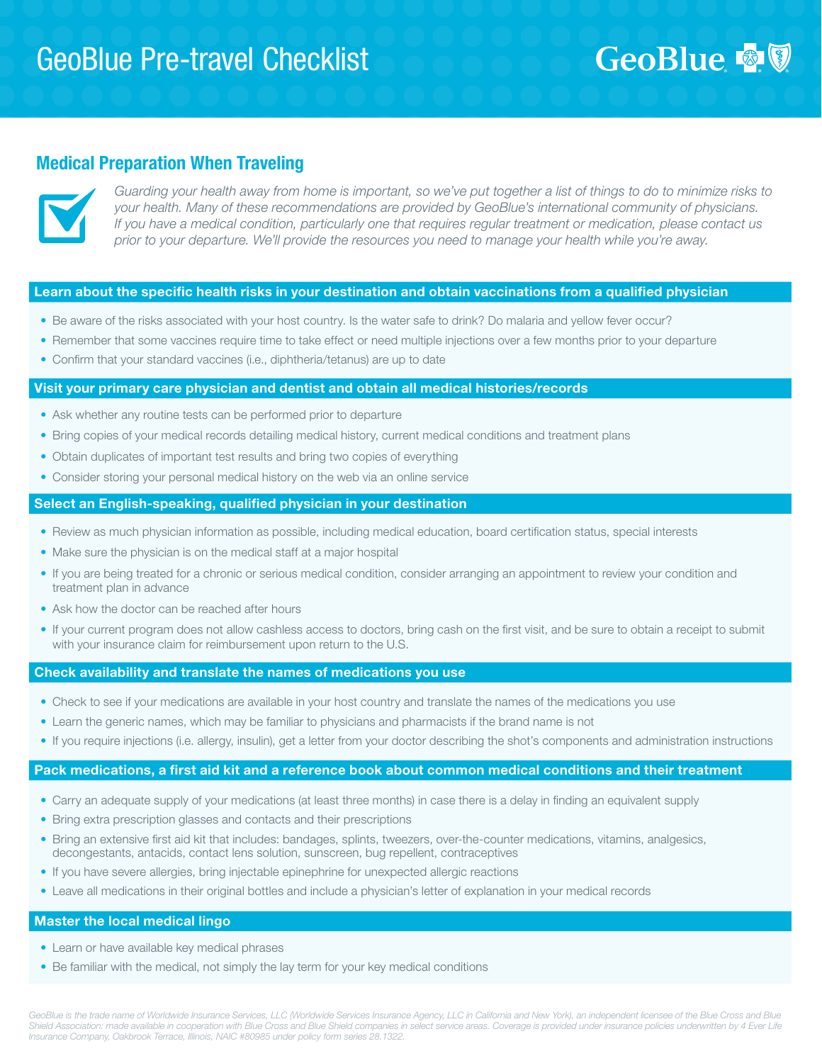# GeoBlue Pre-travel Checklist

## Medical Preparation When Traveling

*Guarding your health away from home is important, so we've put together a list of things to do to minimize risks to your health. Many of these recommendations are provided by GeoBlue's international community of physicians. If you have a medical condition, particularly one that requires regular treatment or medication, please contact us prior to your departure. We'll provide the resources you need to manage your health while you're away.*

### Learn about the specific health risks in your destination and obtain vaccinations from a qualified physician

- Be aware of the risks associated with your host country. Is the water safe to drink? Do malaria and yellow fever occur?
- Remember that some vaccines require time to take effect or need multiple injections over a few months prior to your departure
- Confirm that your standard vaccines (i.e., diphtheria/tetanus) are up to date

### Visit your primary care physician and dentist and obtain all medical histories/records

- Ask whether any routine tests can be performed prior to departure
- Bring copies of your medical records detailing medical history, current medical conditions and treatment plans
- Obtain duplicates of important test results and bring two copies of everything
- Consider storing your personal medical history on the web via an online service

### Select an English-speaking, qualified physician in your destination

- Review as much physician information as possible, including medical education, board certification status, special interests
- Make sure the physician is on the medical staff at a major hospital
- If you are being treated for a chronic or serious medical condition, consider arranging an appointment to review your condition and treatment plan in advance
- Ask how the doctor can be reached after hours
- If your current program does not allow cashless access to doctors, bring cash on the first visit, and be sure to obtain a receipt to submit with your insurance claim for reimbursement upon return to the U.S.

### Check availability and translate the names of medications you use

- Check to see if your medications are available in your host country and translate the names of the medications you use
- Learn the generic names, which may be familiar to physicians and pharmacists if the brand name is not
- If you require injections (i.e. allergy, insulin), get a letter from your doctor describing the shot's components and administration instructions

### Pack medications, a first aid kit and a reference book about common medical conditions and their treatment

- Carry an adequate supply of your medications (at least three months) in case there is a delay in finding an equivalent supply
- Bring extra prescription glasses and contacts and their prescriptions
- Bring an extensive first aid kit that includes: bandages, splints, tweezers, over-the-counter medications, vitamins, analgesics, decongestants, antacids, contact lens solution, sunscreen, bug repellent, contraceptives
- If you have severe allergies, bring injectable epinephrine for unexpected allergic reactions
- Leave all medications in their original bottles and include a physician's letter of explanation in your medical records

### Master the local medical lingo

- Learn or have available key medical phrases
- Be familiar with the medical, not simply the lay term for your key medical conditions

*GeoBlue is the trade name of Worldwide Insurance Services, LLC (Worldwide Services Insurance Agency, LLC in California and New York), an independent licensee of the Blue Cross and Blue Shield Association: made available in cooperation with Blue Cross and Blue Shield companies in select service areas. Coverage is provided under insurance policies underwritten by 4 Ever Life Insurance Company, Oakbrook Terrace, Illinois, NAIC #80985 under policy form series 28.1322.*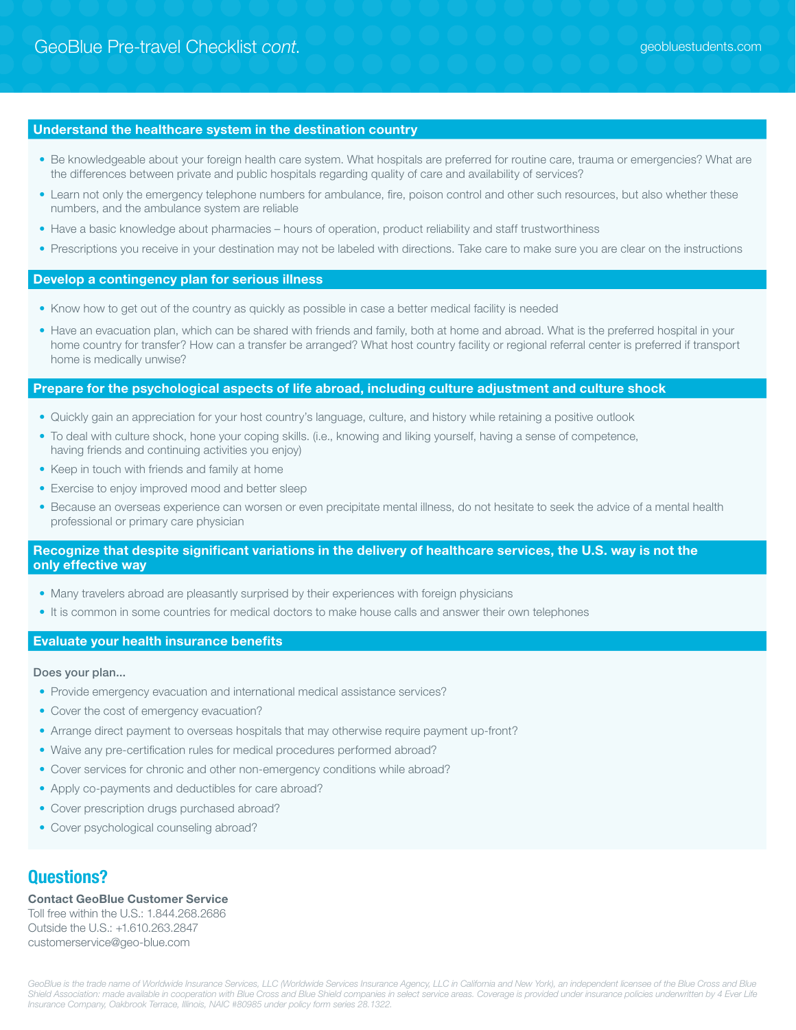# GeoBlue Pre-travel Checklist *cont.*

geobluestudents.com

## Understand the healthcare system in the destination country

- Be knowledgeable about your foreign health care system. What hospitals are preferred for routine care, trauma or emergencies? What are the differences between private and public hospitals regarding quality of care and availability of services?
- Learn not only the emergency telephone numbers for ambulance, fire, poison control and other such resources, but also whether these numbers, and the ambulance system are reliable
- Have a basic knowledge about pharmacies – hours of operation, product reliability and staff trustworthiness
- Prescriptions you receive in your destination may not be labeled with directions. Take care to make sure you are clear on the instructions

## Develop a contingency plan for serious illness

- Know how to get out of the country as quickly as possible in case a better medical facility is needed
- Have an evacuation plan, which can be shared with friends and family, both at home and abroad. What is the preferred hospital in your home country for transfer? How can a transfer be arranged? What host country facility or regional referral center is preferred if transport home is medically unwise?

## Prepare for the psychological aspects of life abroad, including culture adjustment and culture shock

- Quickly gain an appreciation for your host country's language, culture, and history while retaining a positive outlook
- To deal with culture shock, hone your coping skills. (i.e., knowing and liking yourself, having a sense of competence, having friends and continuing activities you enjoy)
- Keep in touch with friends and family at home
- Exercise to enjoy improved mood and better sleep
- Because an overseas experience can worsen or even precipitate mental illness, do not hesitate to seek the advice of a mental health professional or primary care physician

## Recognize that despite significant variations in the delivery of healthcare services, the U.S. way is not the only effective way

- Many travelers abroad are pleasantly surprised by their experiences with foreign physicians
- It is common in some countries for medical doctors to make house calls and answer their own telephones

## Evaluate your health insurance benefits

**Does your plan...**

- Provide emergency evacuation and international medical assistance services?
- Cover the cost of emergency evacuation?
- Arrange direct payment to overseas hospitals that may otherwise require payment up-front?
- Waive any pre-certification rules for medical procedures performed abroad?
- Cover services for chronic and other non-emergency conditions while abroad?
- Apply co-payments and deductibles for care abroad?
- Cover prescription drugs purchased abroad?
- Cover psychological counseling abroad?

## Questions?

**Contact GeoBlue Customer Service**
Toll free within the U.S.: 1.844.268.2686
Outside the U.S.: +1.610.263.2847
customerservice@geo-blue.com

*GeoBlue is the trade name of Worldwide Insurance Services, LLC (Worldwide Services Insurance Agency, LLC in California and New York), an independent licensee of the Blue Cross and Blue Shield Association: made available in cooperation with Blue Cross and Blue Shield companies in select service areas. Coverage is provided under insurance policies underwritten by 4 Ever Life Insurance Company, Oakbrook Terrace, Illinois, NAIC #80985 under policy form series 28.1322.*